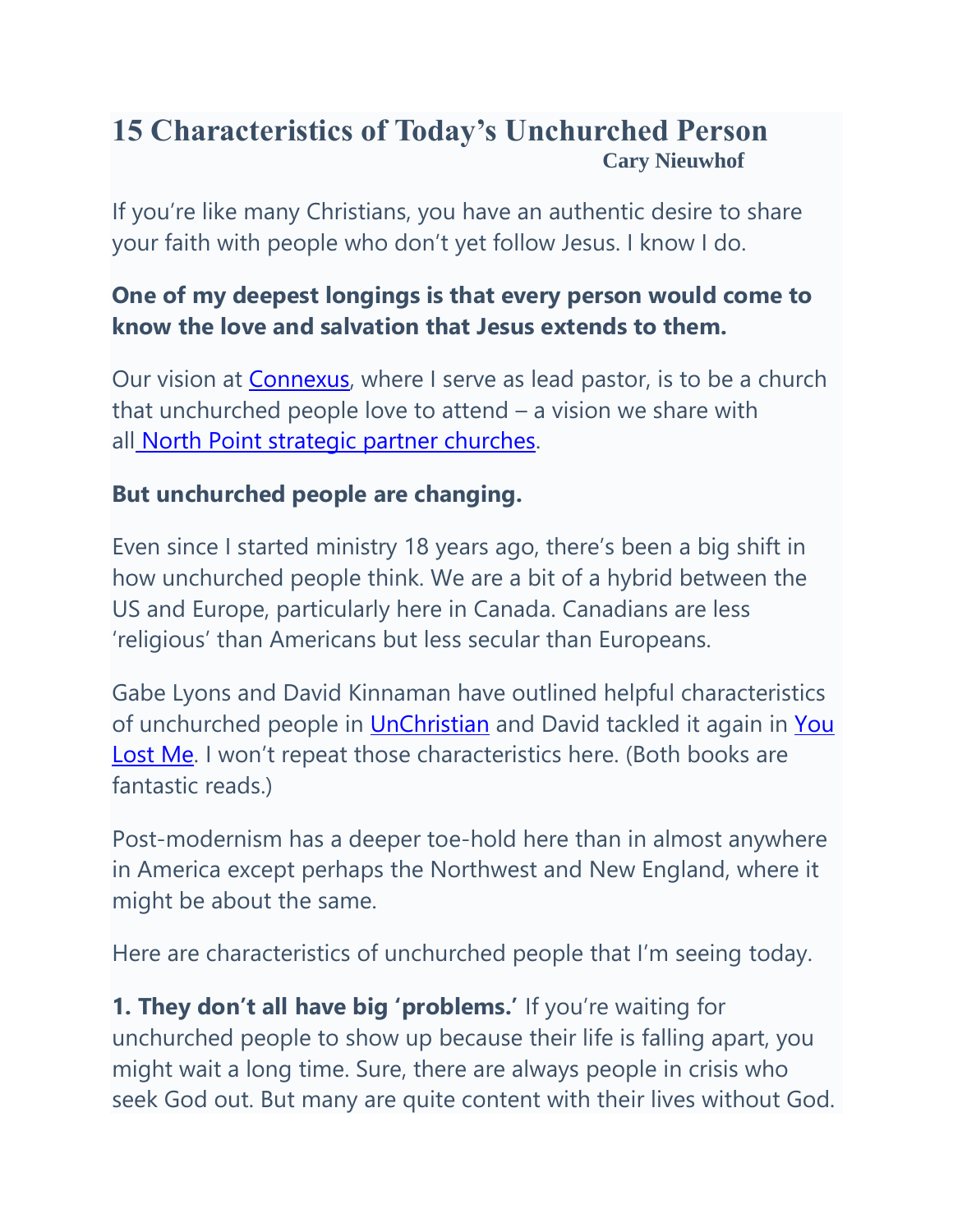# 15 Characteristics of Today's Unchurched Person

**Cary Nieuwhof**

If you're like many Christians, you have an authentic desire to share your faith with people who don't yet follow Jesus. I know I do.

**One of my deepest longings is that every person would come to know the love and salvation that Jesus extends to them.**

Our vision at Connexus, where I serve as lead pastor, is to be a church that unchurched people love to attend – a vision we share with all North Point strategic partner churches.

**But unchurched people are changing.**

Even since I started ministry 18 years ago, there's been a big shift in how unchurched people think. We are a bit of a hybrid between the US and Europe, particularly here in Canada. Canadians are less 'religious' than Americans but less secular than Europeans.

Gabe Lyons and David Kinnaman have outlined helpful characteristics of unchurched people in UnChristian and David tackled it again in You Lost Me. I won't repeat those characteristics here. (Both books are fantastic reads.)

Post-modernism has a deeper toe-hold here than in almost anywhere in America except perhaps the Northwest and New England, where it might be about the same.

Here are characteristics of unchurched people that I'm seeing today.

**1. They don't all have big 'problems.'** If you're waiting for unchurched people to show up because their life is falling apart, you might wait a long time. Sure, there are always people in crisis who seek God out. But many are quite content with their lives without God.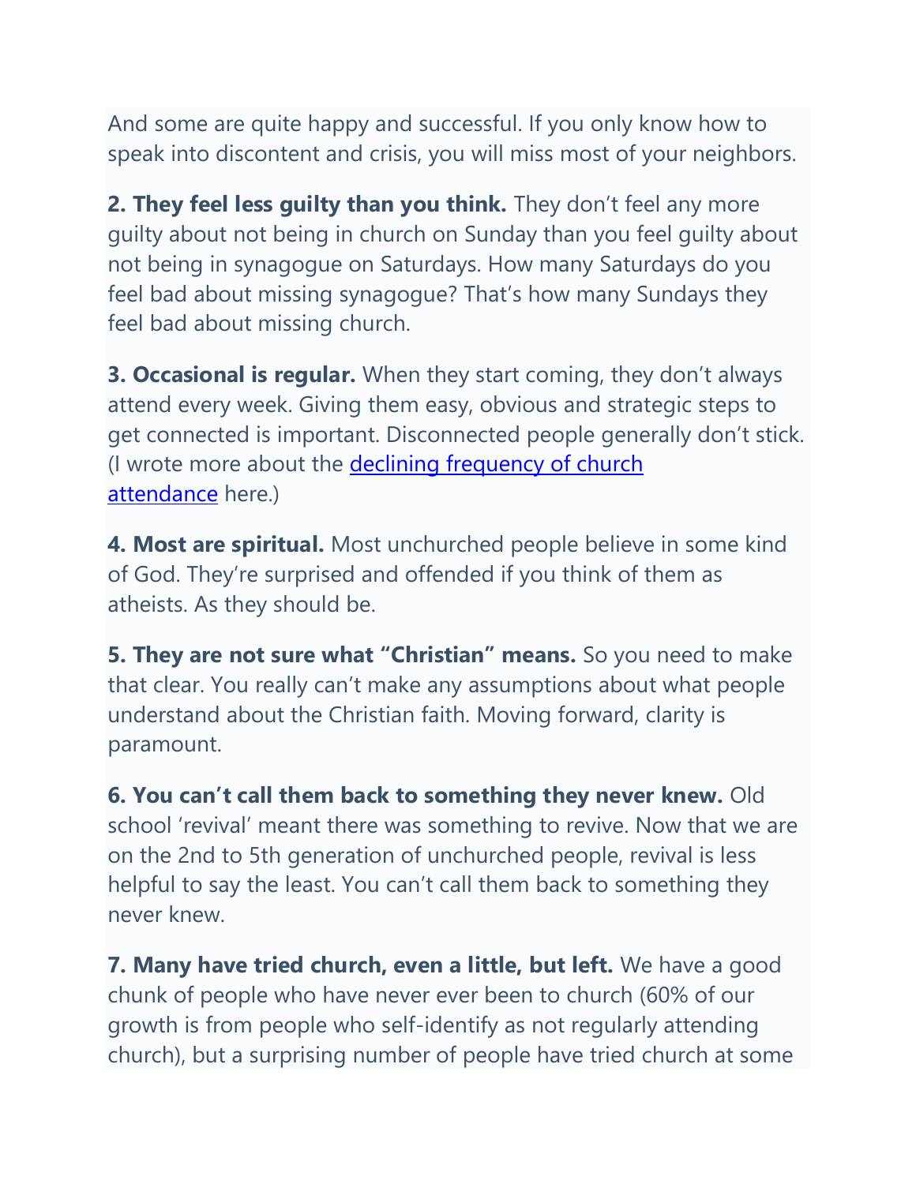And some are quite happy and successful. If you only know how to speak into discontent and crisis, you will miss most of your neighbors.

**2. They feel less guilty than you think.** They don't feel any more guilty about not being in church on Sunday than you feel guilty about not being in synagogue on Saturdays. How many Saturdays do you feel bad about missing synagogue? That's how many Sundays they feel bad about missing church.

**3. Occasional is regular.** When they start coming, they don't always attend every week. Giving them easy, obvious and strategic steps to get connected is important. Disconnected people generally don't stick. (I wrote more about the declining frequency of church attendance here.)

**4. Most are spiritual.** Most unchurched people believe in some kind of God. They're surprised and offended if you think of them as atheists. As they should be.

**5. They are not sure what "Christian" means.** So you need to make that clear. You really can't make any assumptions about what people understand about the Christian faith. Moving forward, clarity is paramount.

**6. You can't call them back to something they never knew.** Old school 'revival' meant there was something to revive. Now that we are on the 2nd to 5th generation of unchurched people, revival is less helpful to say the least. You can't call them back to something they never knew.

**7. Many have tried church, even a little, but left.** We have a good chunk of people who have never ever been to church (60% of our growth is from people who self-identify as not regularly attending church), but a surprising number of people have tried church at some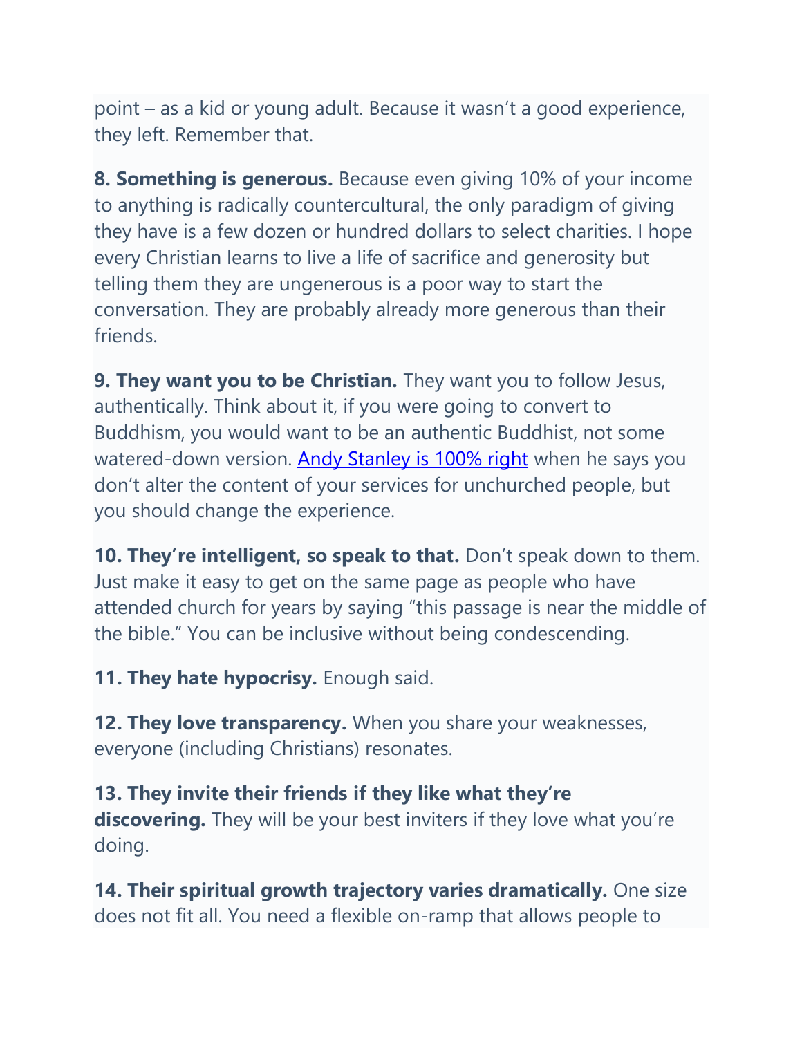point – as a kid or young adult. Because it wasn't a good experience, they left. Remember that.

**8. Something is generous.** Because even giving 10% of your income to anything is radically countercultural, the only paradigm of giving they have is a few dozen or hundred dollars to select charities. I hope every Christian learns to live a life of sacrifice and generosity but telling them they are ungenerous is a poor way to start the conversation. They are probably already more generous than their friends.

**9. They want you to be Christian.** They want you to follow Jesus, authentically. Think about it, if you were going to convert to Buddhism, you would want to be an authentic Buddhist, not some watered-down version. Andy Stanley is 100% right when he says you don't alter the content of your services for unchurched people, but you should change the experience.

**10. They're intelligent, so speak to that.** Don't speak down to them. Just make it easy to get on the same page as people who have attended church for years by saying "this passage is near the middle of the bible." You can be inclusive without being condescending.

**11. They hate hypocrisy.** Enough said.

**12. They love transparency.** When you share your weaknesses, everyone (including Christians) resonates.

**13. They invite their friends if they like what they're discovering.** They will be your best inviters if they love what you're doing.

**14. Their spiritual growth trajectory varies dramatically.** One size does not fit all. You need a flexible on-ramp that allows people to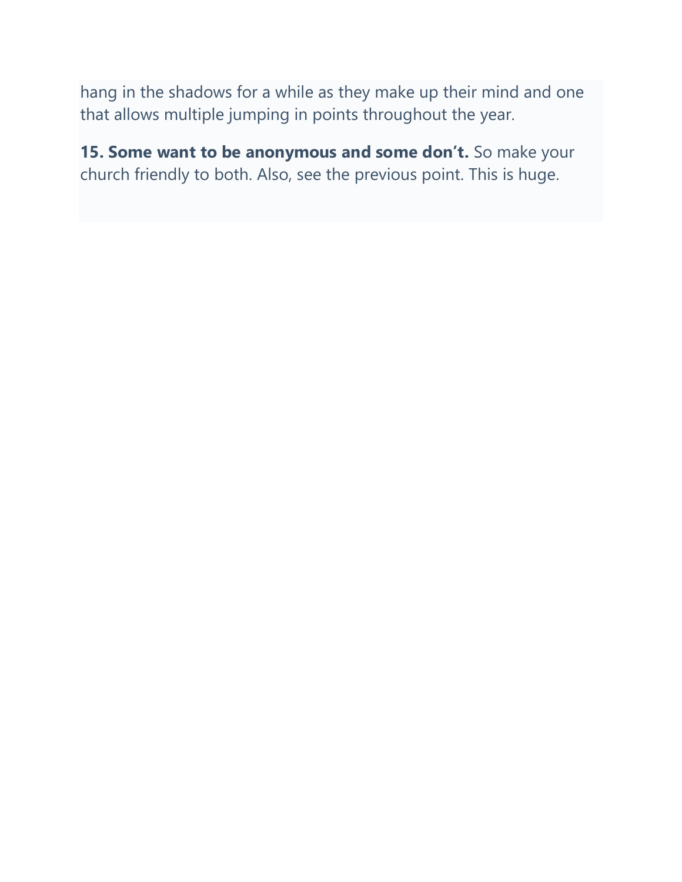hang in the shadows for a while as they make up their mind and one that allows multiple jumping in points throughout the year.

**15. Some want to be anonymous and some don't.** So make your church friendly to both. Also, see the previous point. This is huge.